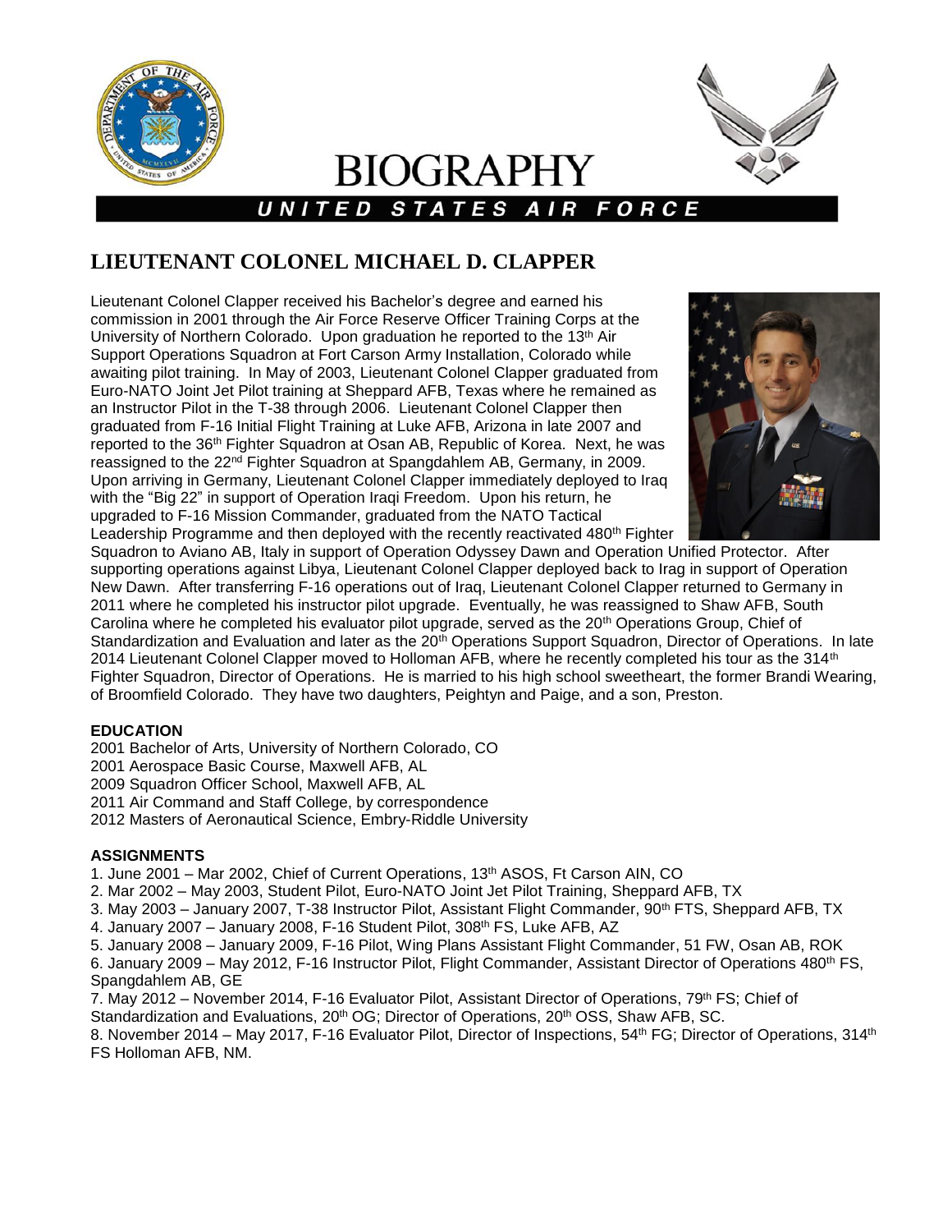# BIOGRAPHY

## UNITED STATES AIR FORCE

# LIEUTENANT COLONEL MICHAEL D. CLAPPER

Lieutenant Colonel Clapper received his Bachelor's degree and earned his commission in 2001 through the Air Force Reserve Officer Training Corps at the University of Northern Colorado. Upon graduation he reported to the 13th Air Support Operations Squadron at Fort Carson Army Installation, Colorado while awaiting pilot training. In May of 2003, Lieutenant Colonel Clapper graduated from Euro-NATO Joint Jet Pilot training at Sheppard AFB, Texas where he remained as an Instructor Pilot in the T-38 through 2006. Lieutenant Colonel Clapper then graduated from F-16 Initial Flight Training at Luke AFB, Arizona in late 2007 and reported to the 36th Fighter Squadron at Osan AB, Republic of Korea. Next, he was reassigned to the 22nd Fighter Squadron at Spangdahlem AB, Germany, in 2009. Upon arriving in Germany, Lieutenant Colonel Clapper immediately deployed to Iraq with the "Big 22" in support of Operation Iraqi Freedom. Upon his return, he upgraded to F-16 Mission Commander, graduated from the NATO Tactical Leadership Programme and then deployed with the recently reactivated 480th Fighter Squadron to Aviano AB, Italy in support of Operation Odyssey Dawn and Operation Unified Protector. After supporting operations against Libya, Lieutenant Colonel Clapper deployed back to Irag in support of Operation New Dawn. After transferring F-16 operations out of Iraq, Lieutenant Colonel Clapper returned to Germany in 2011 where he completed his instructor pilot upgrade. Eventually, he was reassigned to Shaw AFB, South Carolina where he completed his evaluator pilot upgrade, served as the 20th Operations Group, Chief of Standardization and Evaluation and later as the 20th Operations Support Squadron, Director of Operations. In late 2014 Lieutenant Colonel Clapper moved to Holloman AFB, where he recently completed his tour as the 314th Fighter Squadron, Director of Operations. He is married to his high school sweetheart, the former Brandi Wearing, of Broomfield Colorado. They have two daughters, Peightyn and Paige, and a son, Preston.

**EDUCATION**

2001 Bachelor of Arts, University of Northern Colorado, CO
2001 Aerospace Basic Course, Maxwell AFB, AL
2009 Squadron Officer School, Maxwell AFB, AL
2011 Air Command and Staff College, by correspondence
2012 Masters of Aeronautical Science, Embry-Riddle University

**ASSIGNMENTS**

1. June 2001 – Mar 2002, Chief of Current Operations, 13th ASOS, Ft Carson AIN, CO
2. Mar 2002 – May 2003, Student Pilot, Euro-NATO Joint Jet Pilot Training, Sheppard AFB, TX
3. May 2003 – January 2007, T-38 Instructor Pilot, Assistant Flight Commander, 90th FTS, Sheppard AFB, TX
4. January 2007 – January 2008, F-16 Student Pilot, 308th FS, Luke AFB, AZ
5. January 2008 – January 2009, F-16 Pilot, Wing Plans Assistant Flight Commander, 51 FW, Osan AB, ROK
6. January 2009 – May 2012, F-16 Instructor Pilot, Flight Commander, Assistant Director of Operations 480th FS, Spangdahlem AB, GE
7. May 2012 – November 2014, F-16 Evaluator Pilot, Assistant Director of Operations, 79th FS; Chief of Standardization and Evaluations, 20th OG; Director of Operations, 20th OSS, Shaw AFB, SC.
8. November 2014 – May 2017, F-16 Evaluator Pilot, Director of Inspections, 54th FG; Director of Operations, 314th FS Holloman AFB, NM.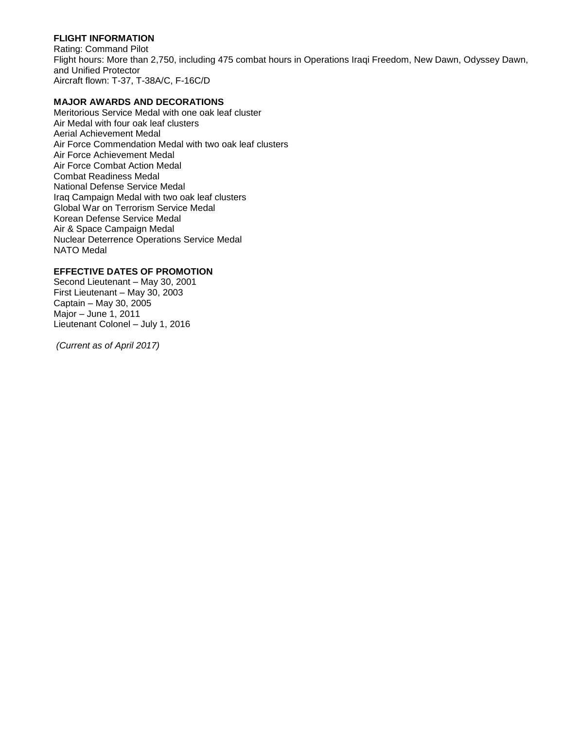**FLIGHT INFORMATION**
Rating: Command Pilot
Flight hours: More than 2,750, including 475 combat hours in Operations Iraqi Freedom, New Dawn, Odyssey Dawn, and Unified Protector
Aircraft flown: T-37, T-38A/C, F-16C/D

**MAJOR AWARDS AND DECORATIONS**
Meritorious Service Medal with one oak leaf cluster
Air Medal with four oak leaf clusters
Aerial Achievement Medal
Air Force Commendation Medal with two oak leaf clusters
Air Force Achievement Medal
Air Force Combat Action Medal
Combat Readiness Medal
National Defense Service Medal
Iraq Campaign Medal with two oak leaf clusters
Global War on Terrorism Service Medal
Korean Defense Service Medal
Air & Space Campaign Medal
Nuclear Deterrence Operations Service Medal
NATO Medal

**EFFECTIVE DATES OF PROMOTION**
Second Lieutenant – May 30, 2001
First Lieutenant – May 30, 2003
Captain – May 30, 2005
Major – June 1, 2011
Lieutenant Colonel – July 1, 2016

*(Current as of April 2017)*